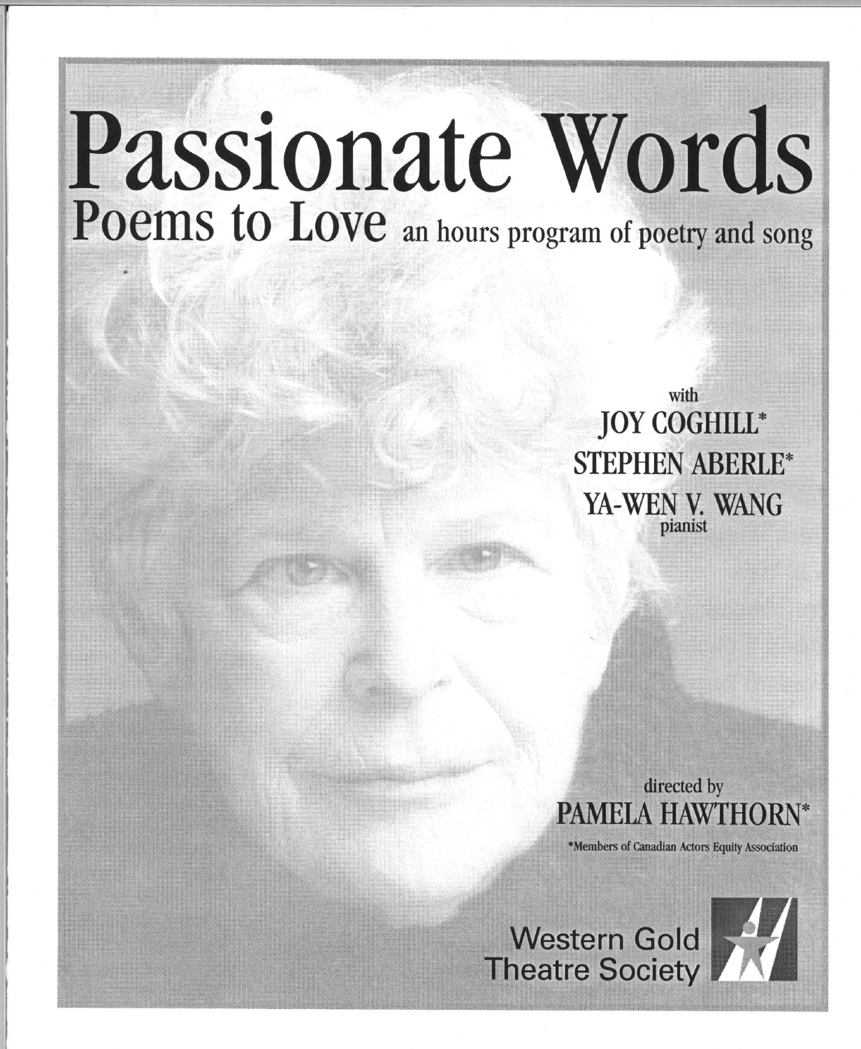# Passionate Words

## Poems to Love an hours program of poetry and song

with

JOY COGHILL*

STEPHEN ABERLE*

YA-WEN V. WANG
pianist

directed by

PAMELA HAWTHORN*

*Members of Canadian Actors Equity Association

Western Gold Theatre Society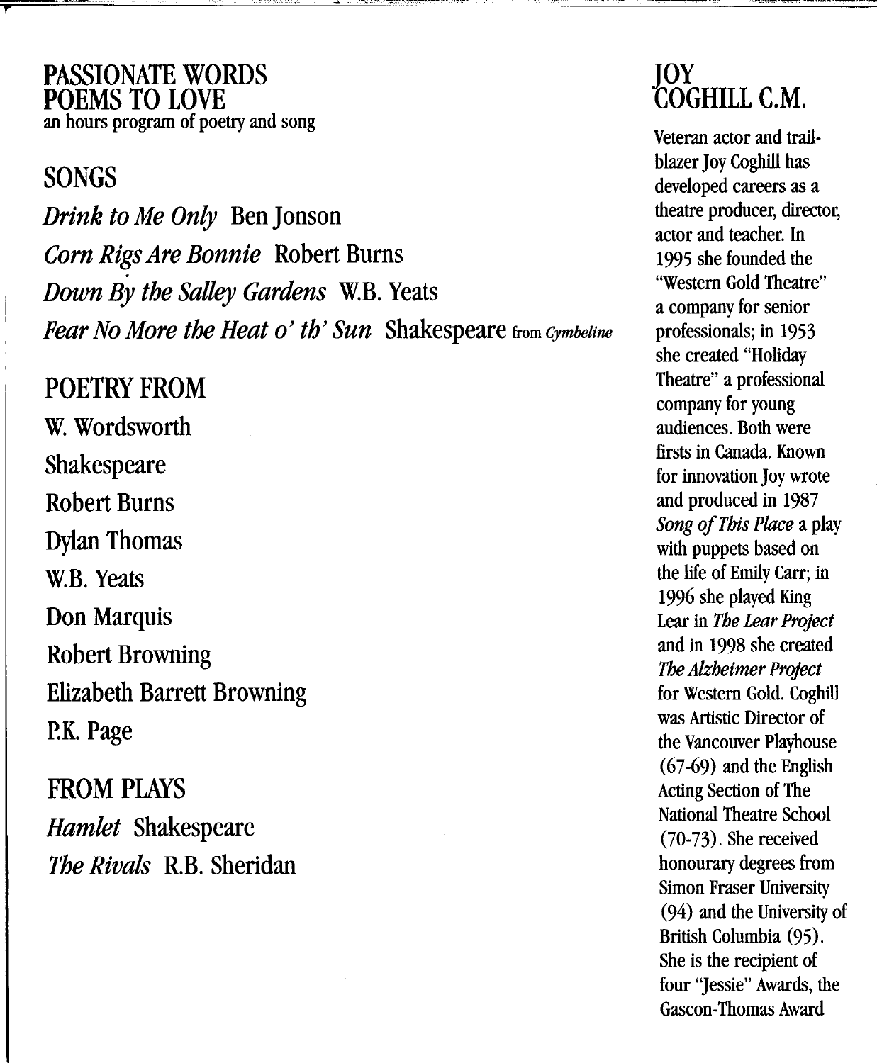## PASSIONATE WORDS
## POEMS TO LOVE

an hours program of poetry and song

### SONGS

*Drink to Me Only* Ben Jonson

*Corn Rigs Are Bonnie* Robert Burns

*Down By the Salley Gardens* W.B. Yeats

*Fear No More the Heat o' th' Sun* Shakespeare from *Cymbeline*

### POETRY FROM

W. Wordsworth

Shakespeare

Robert Burns

Dylan Thomas

W.B. Yeats

Don Marquis

Robert Browning

Elizabeth Barrett Browning

P.K. Page

### FROM PLAYS

*Hamlet* Shakespeare

*The Rivals* R.B. Sheridan

## JOY COGHILL C.M.

Veteran actor and trail-blazer Joy Coghill has developed careers as a theatre producer, director, actor and teacher. In 1995 she founded the "Western Gold Theatre" a company for senior professionals; in 1953 she created "Holiday Theatre" a professional company for young audiences. Both were firsts in Canada. Known for innovation Joy wrote and produced in 1987 *Song of This Place* a play with puppets based on the life of Emily Carr; in 1996 she played King Lear in *The Lear Project* and in 1998 she created *The Alzheimer Project* for Western Gold. Coghill was Artistic Director of the Vancouver Playhouse (67-69) and the English Acting Section of The National Theatre School (70-73). She received honourary degrees from Simon Fraser University (94) and the University of British Columbia (95). She is the recipient of four "Jessie" Awards, the Gascon-Thomas Award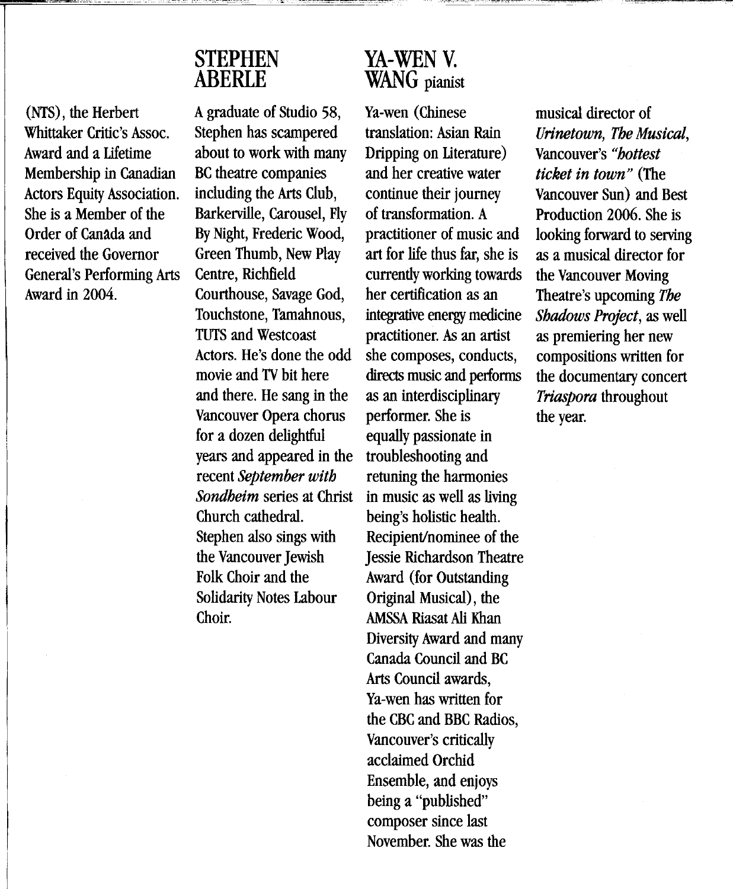(NTS), the Herbert Whittaker Critic's Assoc. Award and a Lifetime Membership in Canadian Actors Equity Association. She is a Member of the Order of Canada and received the Governor General's Performing Arts Award in 2004.

## STEPHEN ABERLE

A graduate of Studio 58, Stephen has scampered about to work with many BC theatre companies including the Arts Club, Barkerville, Carousel, Fly By Night, Frederic Wood, Green Thumb, New Play Centre, Richfield Courthouse, Savage God, Touchstone, Tamahnous, TUTS and Westcoast Actors. He's done the odd movie and TV bit here and there. He sang in the Vancouver Opera chorus for a dozen delightful years and appeared in the recent *September with Sondheim* series at Christ Church cathedral. Stephen also sings with the Vancouver Jewish Folk Choir and the Solidarity Notes Labour Choir.

## YA-WEN V. WANG pianist

Ya-wen (Chinese translation: Asian Rain Dripping on Literature) and her creative water continue their journey of transformation. A practitioner of music and art for life thus far, she is currently working towards her certification as an integrative energy medicine practitioner. As an artist she composes, conducts, directs music and performs as an interdisciplinary performer. She is equally passionate in troubleshooting and retuning the harmonies in music as well as living being's holistic health. Recipient/nominee of the Jessie Richardson Theatre Award (for Outstanding Original Musical), the AMSSA Riasat Ali Khan Diversity Award and many Canada Council and BC Arts Council awards, Ya-wen has written for the CBC and BBC Radios, Vancouver's critically acclaimed Orchid Ensemble, and enjoys being a "published" composer since last November. She was the musical director of *Urinetown, The Musical*, Vancouver's *"hottest ticket in town"* (The Vancouver Sun) and Best Production 2006. She is looking forward to serving as a musical director for the Vancouver Moving Theatre's upcoming *The Shadows Project*, as well as premiering her new compositions written for the documentary concert *Triaspora* throughout the year.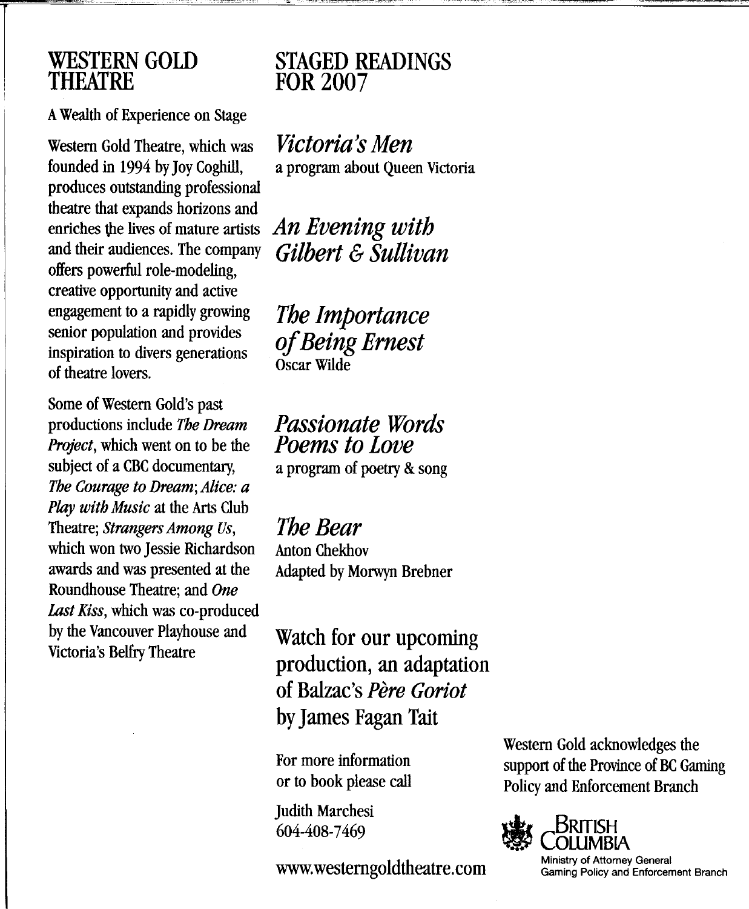## WESTERN GOLD THEATRE

A Wealth of Experience on Stage

Western Gold Theatre, which was founded in 1994 by Joy Coghill, produces outstanding professional theatre that expands horizons and enriches the lives of mature artists and their audiences. The company offers powerful role-modeling, creative opportunity and active engagement to a rapidly growing senior population and provides inspiration to divers generations of theatre lovers.

Some of Western Gold's past productions include *The Dream Project*, which went on to be the subject of a CBC documentary, *The Courage to Dream*; *Alice: a Play with Music* at the Arts Club Theatre; *Strangers Among Us*, which won two Jessie Richardson awards and was presented at the Roundhouse Theatre; and *One Last Kiss*, which was co-produced by the Vancouver Playhouse and Victoria's Belfry Theatre

## STAGED READINGS FOR 2007

### *Victoria's Men*

a program about Queen Victoria

### *An Evening with Gilbert & Sullivan*

### *The Importance of Being Ernest*

Oscar Wilde

### *Passionate Words Poems to Love*

a program of poetry & song

### *The Bear*

Anton Chekhov
Adapted by Morwyn Brebner

Watch for our upcoming production, an adaptation of Balzac's *Père Goriot* by James Fagan Tait

For more information or to book please call

Judith Marchesi
604-408-7469

www.westerngoldtheatre.com

Western Gold acknowledges the support of the Province of BC Gaming Policy and Enforcement Branch

British Columbia
Ministry of Attorney General
Gaming Policy and Enforcement Branch